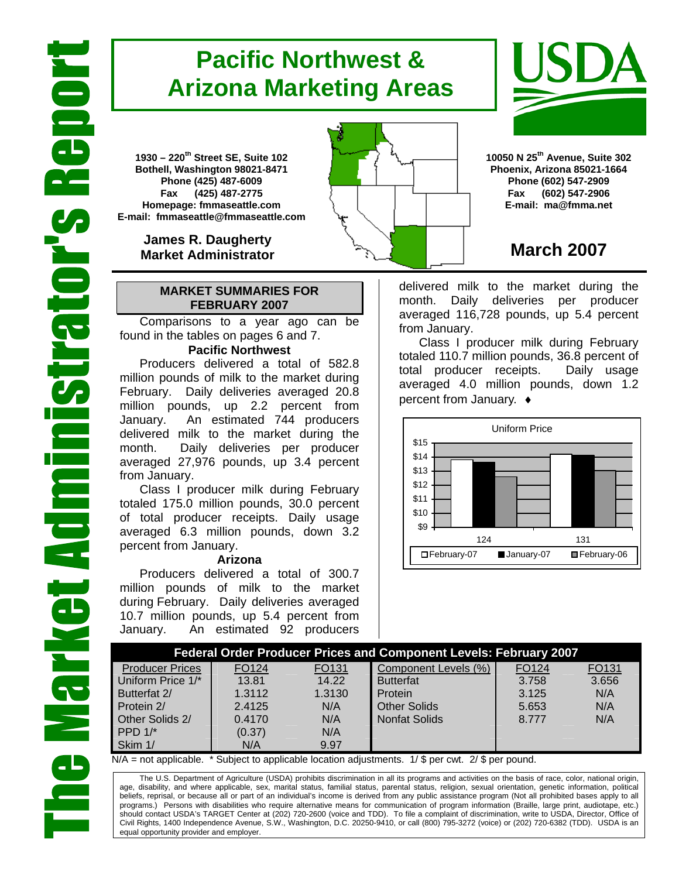# Pacific Northwest & Arizona Marketing Areas

The Market Administrator's Report

1930 – 220th Street SE, Suite 102
Bothell, Washington 98021-8471
Phone (425) 487-6009
Fax (425) 487-2775
Homepage: fmmaseattle.com
E-mail: fmmaseattle@fmmaseattle.com

**James R. Daugherty**
**Market Administrator**

10050 N 25th Avenue, Suite 302
Phoenix, Arizona 85021-1664
Phone (602) 547-2909
Fax (602) 547-2906
E-mail: ma@fmma.net

## March 2007

## MARKET SUMMARIES FOR FEBRUARY 2007

Comparisons to a year ago can be found in the tables on pages 6 and 7.

### Pacific Northwest

Producers delivered a total of 582.8 million pounds of milk to the market during February. Daily deliveries averaged 20.8 million pounds, up 2.2 percent from January. An estimated 744 producers delivered milk to the market during the month. Daily deliveries per producer averaged 27,976 pounds, up 3.4 percent from January.

Class I producer milk during February totaled 175.0 million pounds, 30.0 percent of total producer receipts. Daily usage averaged 6.3 million pounds, down 3.2 percent from January.

### Arizona

Producers delivered a total of 300.7 million pounds of milk to the market during February. Daily deliveries averaged 10.7 million pounds, up 5.4 percent from January. An estimated 92 producers delivered milk to the market during the month. Daily deliveries per producer averaged 116,728 pounds, up 5.4 percent from January.

Class I producer milk during February totaled 110.7 million pounds, 36.8 percent of total producer receipts. Daily usage averaged 4.0 million pounds, down 1.2 percent from January. ♦

Uniform Price

| | February-07 | January-07 | February-06 |
|---|---|---|---|
| 124 | | | |
| 131 | | | |

## Federal Order Producer Prices and Component Levels: February 2007

| Producer Prices | FO124 | FO131 | Component Levels (%) | FO124 | FO131 |
|---|---|---|---|---|---|
| Uniform Price 1/* | 13.81 | 14.22 | Butterfat | 3.758 | 3.656 |
| Butterfat 2/ | 1.3112 | 1.3130 | Protein | 3.125 | N/A |
| Protein 2/ | 2.4125 | N/A | Other Solids | 5.653 | N/A |
| Other Solids 2/ | 0.4170 | N/A | Nonfat Solids | 8.777 | N/A |
| PPD 1/* | (0.37) | N/A | | | |
| Skim 1/ | N/A | 9.97 | | | |

N/A = not applicable. * Subject to applicable location adjustments. 1/ $ per cwt. 2/ $ per pound.

The U.S. Department of Agriculture (USDA) prohibits discrimination in all its programs and activities on the basis of race, color, national origin, age, disability, and where applicable, sex, marital status, familial status, parental status, religion, sexual orientation, genetic information, political beliefs, reprisal, or because all or part of an individual's income is derived from any public assistance program (Not all prohibited bases apply to all programs.) Persons with disabilities who require alternative means for communication of program information (Braille, large print, audiotape, etc.) should contact USDA's TARGET Center at (202) 720-2600 (voice and TDD). To file a complaint of discrimination, write to USDA, Director, Office of Civil Rights, 1400 Independence Avenue, S.W., Washington, D.C. 20250-9410, or call (800) 795-3272 (voice) or (202) 720-6382 (TDD). USDA is an equal opportunity provider and employer.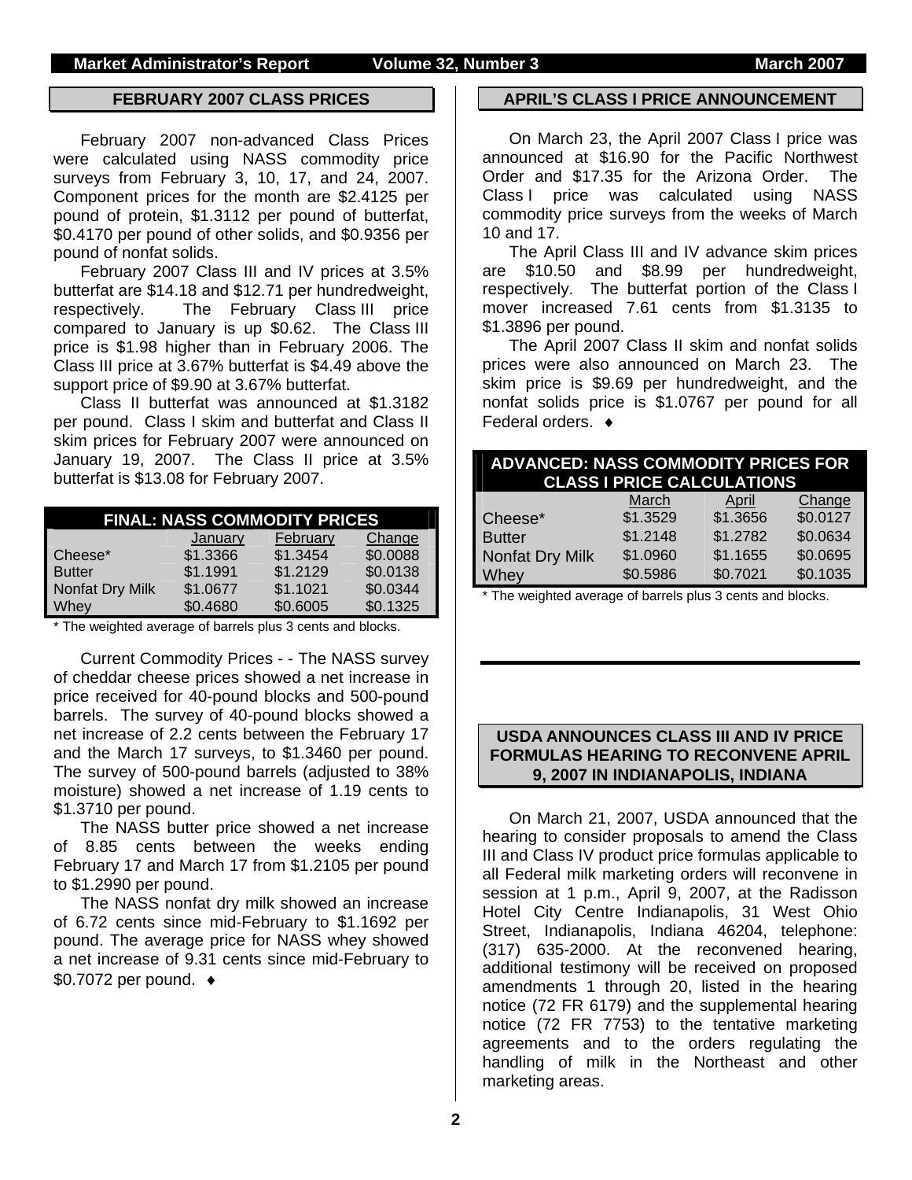## FEBRUARY 2007 CLASS PRICES

February 2007 non-advanced Class Prices were calculated using NASS commodity price surveys from February 3, 10, 17, and 24, 2007. Component prices for the month are $2.4125 per pound of protein, $1.3112 per pound of butterfat, $0.4170 per pound of other solids, and $0.9356 per pound of nonfat solids.

February 2007 Class III and IV prices at 3.5% butterfat are $14.18 and $12.71 per hundredweight, respectively. The February Class III price compared to January is up $0.62. The Class III price is $1.98 higher than in February 2006. The Class III price at 3.67% butterfat is $4.49 above the support price of $9.90 at 3.67% butterfat.

Class II butterfat was announced at $1.3182 per pound. Class I skim and butterfat and Class II skim prices for February 2007 were announced on January 19, 2007. The Class II price at 3.5% butterfat is $13.08 for February 2007.

**FINAL: NASS COMMODITY PRICES**

| | January | February | Change |
|---|---|---|---|
| Cheese* | $1.3366 | $1.3454 | $0.0088 |
| Butter | $1.1991 | $1.2129 | $0.0138 |
| Nonfat Dry Milk | $1.0677 | $1.1021 | $0.0344 |
| Whey | $0.4680 | $0.6005 | $0.1325 |

\* The weighted average of barrels plus 3 cents and blocks.

Current Commodity Prices - - The NASS survey of cheddar cheese prices showed a net increase in price received for 40-pound blocks and 500-pound barrels. The survey of 40-pound blocks showed a net increase of 2.2 cents between the February 17 and the March 17 surveys, to $1.3460 per pound. The survey of 500-pound barrels (adjusted to 38% moisture) showed a net increase of 1.19 cents to $1.3710 per pound.

The NASS butter price showed a net increase of 8.85 cents between the weeks ending February 17 and March 17 from $1.2105 per pound to $1.2990 per pound.

The NASS nonfat dry milk showed an increase of 6.72 cents since mid-February to $1.1692 per pound. The average price for NASS whey showed a net increase of 9.31 cents since mid-February to $0.7072 per pound. ♦

## APRIL'S CLASS I PRICE ANNOUNCEMENT

On March 23, the April 2007 Class I price was announced at $16.90 for the Pacific Northwest Order and $17.35 for the Arizona Order. The Class I price was calculated using NASS commodity price surveys from the weeks of March 10 and 17.

The April Class III and IV advance skim prices are $10.50 and $8.99 per hundredweight, respectively. The butterfat portion of the Class I mover increased 7.61 cents from $1.3135 to $1.3896 per pound.

The April 2007 Class II skim and nonfat solids prices were also announced on March 23. The skim price is $9.69 per hundredweight, and the nonfat solids price is $1.0767 per pound for all Federal orders. ♦

**ADVANCED: NASS COMMODITY PRICES FOR CLASS I PRICE CALCULATIONS**

| | March | April | Change |
|---|---|---|---|
| Cheese* | $1.3529 | $1.3656 | $0.0127 |
| Butter | $1.2148 | $1.2782 | $0.0634 |
| Nonfat Dry Milk | $1.0960 | $1.1655 | $0.0695 |
| Whey | $0.5986 | $0.7021 | $0.1035 |

\* The weighted average of barrels plus 3 cents and blocks.

## USDA ANNOUNCES CLASS III AND IV PRICE FORMULAS HEARING TO RECONVENE APRIL 9, 2007 IN INDIANAPOLIS, INDIANA

On March 21, 2007, USDA announced that the hearing to consider proposals to amend the Class III and Class IV product price formulas applicable to all Federal milk marketing orders will reconvene in session at 1 p.m., April 9, 2007, at the Radisson Hotel City Centre Indianapolis, 31 West Ohio Street, Indianapolis, Indiana 46204, telephone: (317) 635-2000. At the reconvened hearing, additional testimony will be received on proposed amendments 1 through 20, listed in the hearing notice (72 FR 6179) and the supplemental hearing notice (72 FR 7753) to the tentative marketing agreements and to the orders regulating the handling of milk in the Northeast and other marketing areas.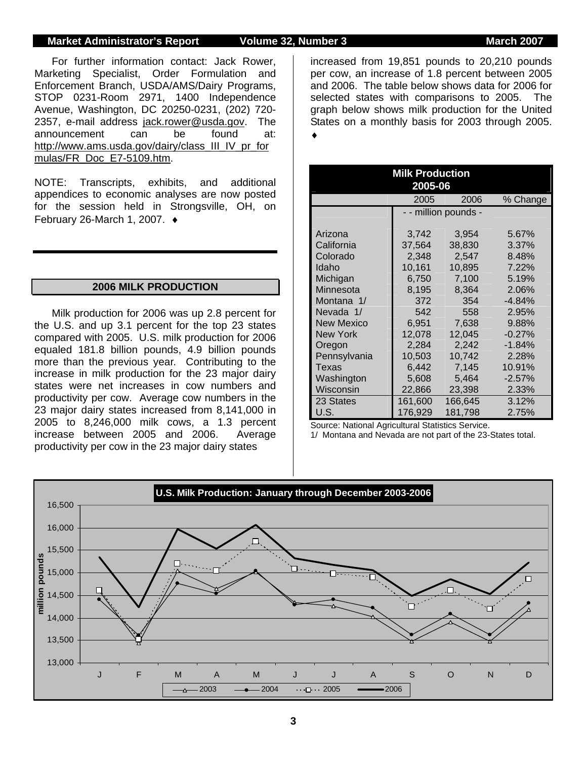For further information contact: Jack Rower, Marketing Specialist, Order Formulation and Enforcement Branch, USDA/AMS/Dairy Programs, STOP 0231-Room 2971, 1400 Independence Avenue, Washington, DC 20250-0231, (202) 720-2357, e-mail address jack.rower@usda.gov. The announcement can be found at: http://www.ams.usda.gov/dairy/class_III_IV_pr_formulas/FR_Doc_E7-5109.htm.

NOTE: Transcripts, exhibits, and additional appendices to economic analyses are now posted for the session held in Strongsville, OH, on February 26-March 1, 2007. ♦

## 2006 MILK PRODUCTION

Milk production for 2006 was up 2.8 percent for the U.S. and up 3.1 percent for the top 23 states compared with 2005. U.S. milk production for 2006 equaled 181.8 billion pounds, 4.9 billion pounds more than the previous year. Contributing to the increase in milk production for the 23 major dairy states were net increases in cow numbers and productivity per cow. Average cow numbers in the 23 major dairy states increased from 8,141,000 in 2005 to 8,246,000 milk cows, a 1.3 percent increase between 2005 and 2006. Average productivity per cow in the 23 major dairy states increased from 19,851 pounds to 20,210 pounds per cow, an increase of 1.8 percent between 2005 and 2006. The table below shows data for 2006 for selected states with comparisons to 2005. The graph below shows milk production for the United States on a monthly basis for 2003 through 2005. ♦

**Milk Production 2005-06**

| | 2005 | 2006 | % Change |
|---|---|---|---|
| | - - million pounds - | | |
| Arizona | 3,742 | 3,954 | 5.67% |
| California | 37,564 | 38,830 | 3.37% |
| Colorado | 2,348 | 2,547 | 8.48% |
| Idaho | 10,161 | 10,895 | 7.22% |
| Michigan | 6,750 | 7,100 | 5.19% |
| Minnesota | 8,195 | 8,364 | 2.06% |
| Montana 1/ | 372 | 354 | -4.84% |
| Nevada 1/ | 542 | 558 | 2.95% |
| New Mexico | 6,951 | 7,638 | 9.88% |
| New York | 12,078 | 12,045 | -0.27% |
| Oregon | 2,284 | 2,242 | -1.84% |
| Pennsylvania | 10,503 | 10,742 | 2.28% |
| Texas | 6,442 | 7,145 | 10.91% |
| Washington | 5,608 | 5,464 | -2.57% |
| Wisconsin | 22,866 | 23,398 | 2.33% |
| 23 States | 161,600 | 166,645 | 3.12% |
| U.S. | 176,929 | 181,798 | 2.75% |

Source: National Agricultural Statistics Service.
1/ Montana and Nevada are not part of the 23-States total.

**U.S. Milk Production: January through December 2003-2006**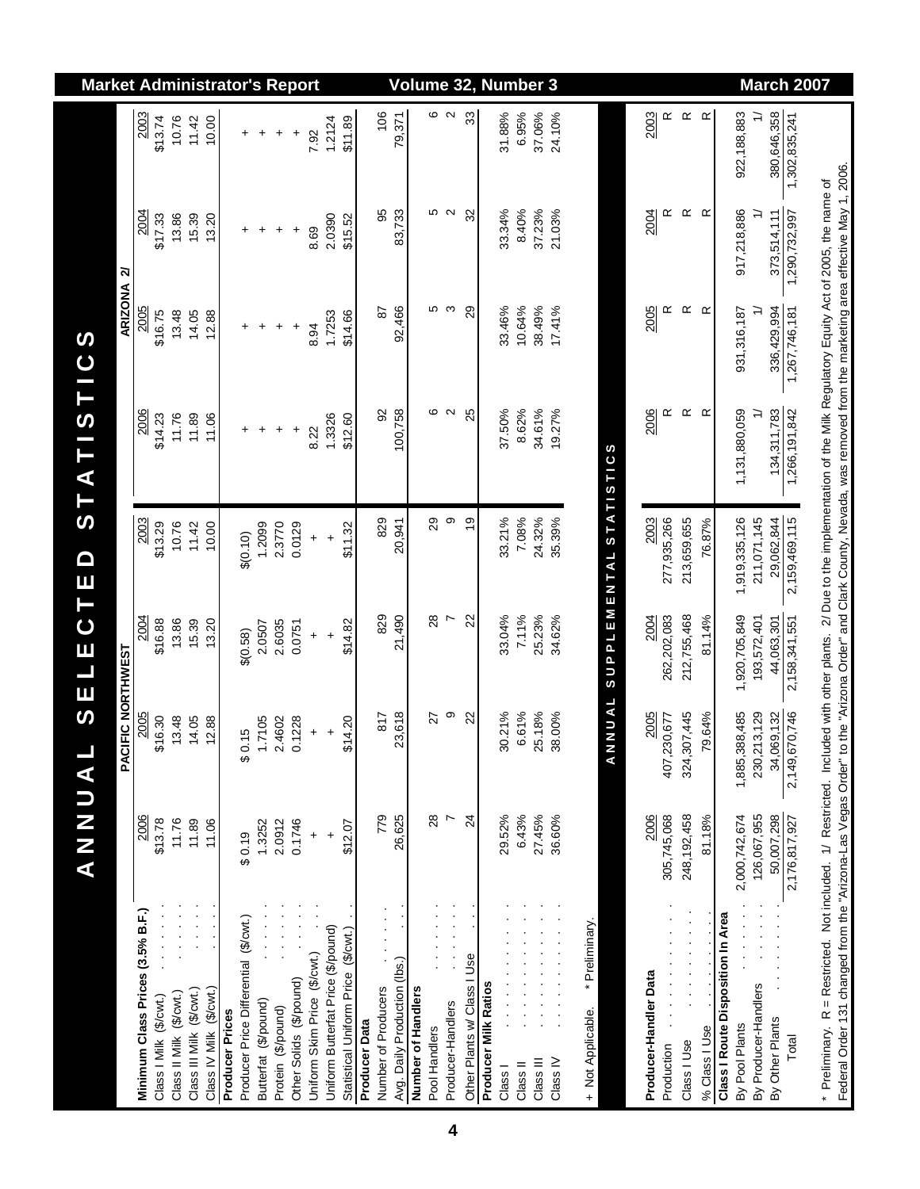# ANNUAL SELECTED STATISTICS

| | PACIFIC NORTHWEST | | | | ARIZONA 2/ | | | |
|---|---|---|---|---|---|---|---|---|
| | 2006 | 2005 | 2004 | 2003 | 2006 | 2005 | 2004 | 2003 |
| **Minimum Class Prices (3.5% B.F.)** | | | | | | | | |
| Class I Milk ($/cwt.) | $13.78 | $16.30 | $16.88 | $13.29 | $14.23 | $16.75 | $17.33 | $13.74 |
| Class II Milk ($/cwt.) | 11.76 | 13.48 | 13.86 | 10.76 | 11.76 | 13.48 | 13.86 | 10.76 |
| Class III Milk ($/cwt.) | 11.89 | 14.05 | 15.39 | 11.42 | 11.89 | 14.05 | 15.39 | 11.42 |
| Class IV Milk ($/cwt.) | 11.06 | 12.88 | 13.20 | 10.00 | 11.06 | 12.88 | 13.20 | 10.00 |
| **Producer Prices** | | | | | | | | |
| Producer Price Differential ($/cwt.) | $ 0.19 | $ 0.15 | $(0.58) | $(0.10) | + | + | + | + |
| Butterfat ($/pound) | 1.3252 | 1.7105 | 2.0507 | 1.2099 | + | + | + | + |
| Protein ($/pound) | 2.0912 | 2.4602 | 2.6035 | 2.3770 | + | + | + | + |
| Other Solids ($/pound) | 0.1746 | 0.1228 | 0.0751 | 0.0129 | + | + | + | + |
| Uniform Skim Price ($/cwt.) | + | + | + | + | 8.22 | 8.94 | 8.69 | 7.92 |
| Uniform Butterfat Price ($/pound) | + | + | + | + | 1.3326 | 1.7253 | 2.0390 | 1.2124 |
| Statistical Uniform Price ($/cwt.) | $12.07 | $14.20 | $14.82 | $11.32 | $12.60 | $14.66 | $15.52 | $11.89 |
| **Producer Data** | | | | | | | | |
| Number of Producers | 779 | 817 | 829 | 829 | 92 | 87 | 95 | 106 |
| Avg. Daily Production (lbs.) | 26,625 | 23,618 | 21,490 | 20,941 | 100,758 | 92,466 | 83,733 | 79,371 |
| **Number of Handlers** | | | | | | | | |
| Pool Handlers | 28 | 27 | 28 | 29 | 6 | 5 | 5 | 6 |
| Producer-Handlers | 7 | 9 | 7 | 9 | 2 | 3 | 2 | 2 |
| Other Plants w/ Class I Use | 24 | 22 | 22 | 19 | 25 | 29 | 32 | 33 |
| **Producer Milk Ratios** | | | | | | | | |
| Class I | 29.52% | 30.21% | 33.04% | 33.21% | 37.50% | 33.46% | 33.34% | 31.88% |
| Class II | 6.43% | 6.61% | 7.11% | 7.08% | 8.62% | 10.64% | 8.40% | 6.95% |
| Class III | 27.45% | 25.18% | 25.23% | 24.32% | 34.61% | 38.49% | 37.23% | 37.06% |
| Class IV | 36.60% | 38.00% | 34.62% | 35.39% | 19.27% | 17.41% | 21.03% | 24.10% |

+ Not Applicable. * Preliminary.

## ANNUAL SUPPLEMENTAL STATISTICS

| | PACIFIC NORTHWEST | | | | ARIZONA 2/ | | | |
|---|---|---|---|---|---|---|---|---|
| | 2006 | 2005 | 2004 | 2003 | 2006 | 2005 | 2004 | 2003 |
| **Producer-Handler Data** | | | | | | | | |
| Production | 305,745,068 | 407,230,677 | 262,202,083 | 277,935,266 | R | R | R | R |
| Class I Use | 248,192,458 | 324,307,445 | 212,755,468 | 213,659,655 | R | R | R | R |
| % Class I Use | 81.18% | 79.64% | 81.14% | 76.87% | R | R | R | R |
| **Class I Route Disposition In Area** | | | | | | | | |
| By Pool Plants | 2,000,742,674 | 1,885,388,485 | 1,920,705,849 | 1,919,335,126 | 1,131,880,059 | 931,316,187 | 917,218,886 | 922,188,883 |
| By Producer-Handlers | 126,067,955 | 230,213,129 | 193,572,401 | 211,071,145 | 1/ | 1/ | 1/ | 1/ |
| By Other Plants | 50,007,298 | 34,069,132 | 44,063,301 | 29,062,844 | 134,311,783 | 336,429,994 | 373,514,111 | 380,646,358 |
| Total | 2,176,817,927 | 2,149,670,746 | 2,158,341,551 | 2,159,469,115 | 1,266,191,842 | 1,267,746,181 | 1,290,732,997 | 1,302,835,241 |

\* Preliminary. R = Restricted. Not included. 1/ Restricted. Included with other plants. 2/ Due to the implementation of the Milk Regulatory Equity Act of 2005, the name of Federal Order 131 changed from the "Arizona-Las Vegas Order" to the "Arizona Order" and Clark County, Nevada, was removed from the marketing area effective May 1, 2006.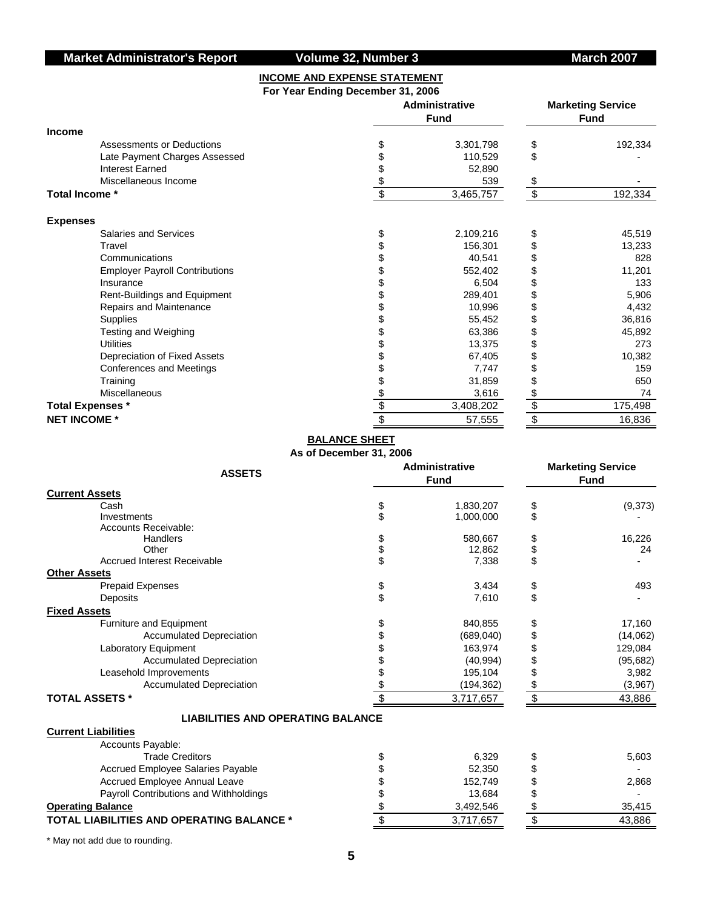## INCOME AND EXPENSE STATEMENT

**For Year Ending December 31, 2006**

| | Administrative Fund | Marketing Service Fund |
|---|---|---|
| **Income** | | |
| Assessments or Deductions | $ 3,301,798 | $ 192,334 |
| Late Payment Charges Assessed | $ 110,529 | $ - |
| Interest Earned | $ 52,890 | |
| Miscellaneous Income | $ 539 | $ - |
| **Total Income *** | $ 3,465,757 | $ 192,334 |
| **Expenses** | | |
| Salaries and Services | $ 2,109,216 | $ 45,519 |
| Travel | $ 156,301 | $ 13,233 |
| Communications | $ 40,541 | $ 828 |
| Employer Payroll Contributions | $ 552,402 | $ 11,201 |
| Insurance | $ 6,504 | $ 133 |
| Rent-Buildings and Equipment | $ 289,401 | $ 5,906 |
| Repairs and Maintenance | $ 10,996 | $ 4,432 |
| Supplies | $ 55,452 | $ 36,816 |
| Testing and Weighing | $ 63,386 | $ 45,892 |
| Utilities | $ 13,375 | $ 273 |
| Depreciation of Fixed Assets | $ 67,405 | $ 10,382 |
| Conferences and Meetings | $ 7,747 | $ 159 |
| Training | $ 31,859 | $ 650 |
| Miscellaneous | $ 3,616 | $ 74 |
| **Total Expenses *** | $ 3,408,202 | $ 175,498 |
| **NET INCOME *** | $ 57,555 | $ 16,836 |

## BALANCE SHEET

**As of December 31, 2006**

| **ASSETS** | Administrative Fund | Marketing Service Fund |
|---|---|---|
| **Current Assets** | | |
| Cash | $ 1,830,207 | $ (9,373) |
| Investments | $ 1,000,000 | $ - |
| Accounts Receivable: | | |
| Handlers | $ 580,667 | $ 16,226 |
| Other | $ 12,862 | $ 24 |
| Accrued Interest Receivable | $ 7,338 | $ - |
| **Other Assets** | | |
| Prepaid Expenses | $ 3,434 | $ 493 |
| Deposits | $ 7,610 | $ - |
| **Fixed Assets** | | |
| Furniture and Equipment | $ 840,855 | $ 17,160 |
| Accumulated Depreciation | $ (689,040) | $ (14,062) |
| Laboratory Equipment | $ 163,974 | $ 129,084 |
| Accumulated Depreciation | $ (40,994) | $ (95,682) |
| Leasehold Improvements | $ 195,104 | $ 3,982 |
| Accumulated Depreciation | $ (194,362) | $ (3,967) |
| **TOTAL ASSETS *** | $ 3,717,657 | $ 43,886 |
| **LIABILITIES AND OPERATING BALANCE** | | |
| **Current Liabilities** | | |
| Accounts Payable: | | |
| Trade Creditors | $ 6,329 | $ 5,603 |
| Accrued Employee Salaries Payable | $ 52,350 | $ - |
| Accrued Employee Annual Leave | $ 152,749 | $ 2,868 |
| Payroll Contributions and Withholdings | $ 13,684 | $ - |
| **Operating Balance** | $ 3,492,546 | $ 35,415 |
| **TOTAL LIABILITIES AND OPERATING BALANCE *** | $ 3,717,657 | $ 43,886 |

* May not add due to rounding.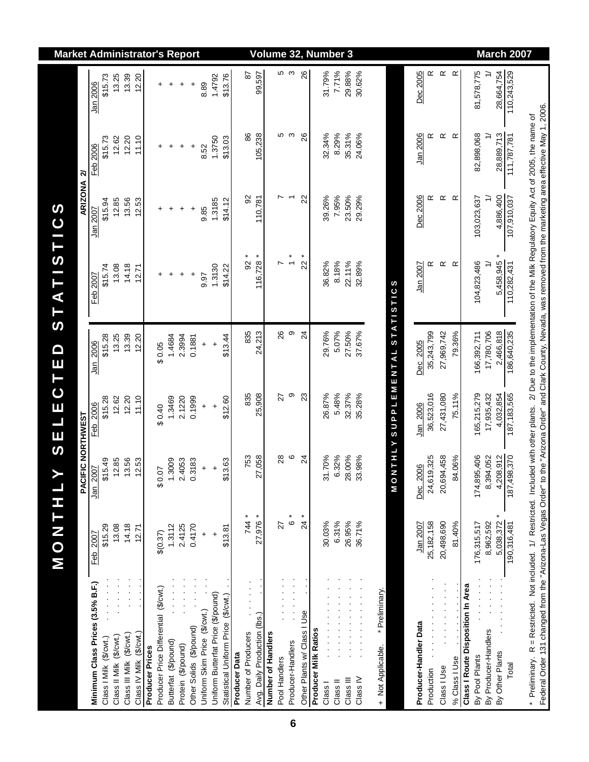# MONTHLY SELECTED STATISTICS

| Minimum Class Prices (3.5% B.F.) | PACIFIC NORTHWEST Feb 2007 | Jan 2007 | Feb 2006 | Jan 2006 | ARIZONA 2/ Feb 2007 | Jan 2007 | Feb 2006 | Jan 2006 |
|---|---|---|---|---|---|---|---|---|
| Class I Milk ($/cwt.) | $15.29 | $15.49 | $15.28 | $15.28 | $15.74 | $15.94 | $15.73 | $15.73 |
| Class II Milk ($/cwt.) | 13.08 | 12.85 | 12.62 | 13.25 | 13.08 | 12.85 | 12.62 | 13.25 |
| Class III Milk ($/cwt.) | 14.18 | 13.56 | 12.20 | 13.39 | 14.18 | 13.56 | 12.20 | 13.39 |
| Class IV Milk ($/cwt.) | 12.71 | 12.53 | 11.10 | 12.20 | 12.71 | 12.53 | 11.10 | 12.20 |
| **Producer Prices** | | | | | | | | |
| Producer Price Differential ($/cwt.) | $(0.37) | $ 0.07 | $ 0.40 | $ 0.05 | + | + | + | + |
| Butterfat ($/pound) | 1.3112 | 1.3009 | 1.3469 | 1.4684 | + | + | + | + |
| Protein ($/pound) | 2.4125 | 2.4053 | 2.1220 | 2.3994 | + | + | + | + |
| Other Solids ($/pound) | 0.4170 | 0.3183 | 0.1999 | 0.1881 | + | + | + | + |
| Uniform Skim Price ($/cwt.) | + | + | + | + | 9.97 | 9.85 | 8.52 | 8.89 |
| Uniform Butterfat Price ($/pound) | + | + | + | + | 1.3130 | 1.3185 | 1.3750 | 1.4792 |
| Statistical Uniform Price ($/cwt.) | $13.81 | $13.63 | $12.60 | $13.44 | $14.22 | $14.12 | $13.03 | $13.76 |
| **Producer Data** | | | | | | | | |
| Number of Producers | 744 * | 753 | 835 | 835 | 92 * | 92 | 86 | 87 |
| Avg. Daily Production (lbs.) | 27,976 * | 27,058 | 25,908 | 24,213 | 116,728 * | 110,781 | 105,238 | 99,597 |
| **Number of Handlers** | | | | | | | | |
| Pool Handlers | 27 | 28 | 27 | 26 | 7 | 7 | 5 | 5 |
| Producer-Handlers | 6 * | 6 | 9 | 9 | 1 * | 1 | 3 | 3 |
| Other Plants w/ Class I Use | 24 * | 24 | 23 | 24 | 22 * | 22 | 26 | 26 |
| **Producer Milk Ratios** | | | | | | | | |
| Class I | 30.03% | 31.70% | 26.87% | 29.76% | 36.82% | 39.26% | 32.34% | 31.79% |
| Class II | 6.31% | 6.32% | 5.48% | 5.07% | 8.18% | 7.95% | 8.29% | 7.71% |
| Class III | 26.95% | 28.00% | 32.37% | 27.50% | 22.11% | 23.50% | 35.31% | 29.88% |
| Class IV | 36.71% | 33.98% | 35.28% | 37.67% | 32.89% | 29.29% | 24.06% | 30.62% |

+ Not Applicable. * Preliminary.

## MONTHLY SUPPLEMENTAL STATISTICS

| Producer-Handler Data | PACIFIC NORTHWEST Jan 2007 | Dec 2006 | Jan 2006 | Dec 2005 | ARIZONA Jan 2007 | Dec 2006 | Jan 2006 | Dec 2005 |
|---|---|---|---|---|---|---|---|---|
| Production | 25,182,158 | 24,619,325 | 36,523,016 | 35,243,799 | R | R | R | R |
| Class I Use | 20,498,690 | 20,694,458 | 27,431,080 | 27,969,742 | R | R | R | R |
| % Class I Use | 81.40% | 84.06% | 75.11% | 79.36% | R | R | R | R |
| **Class I Route Disposition In Area** | | | | | | | | |
| By Pool Plants | 176,315,517 | 174,895,406 | 165,215,279 | 166,392,711 | 104,823,486 | 103,023,637 | 82,898,068 | 81,578,775 |
| By Producer-Handlers | 8,962,592 | 8,394,052 | 17,935,432 | 17,780,706 | 1/ | 1/ | 1/ | 1/ |
| By Other Plants | 5,038,372 * | 4,208,912 | 4,032,854 | 2,466,818 | 5,458,945 * | 4,886,400 | 28,889,713 | 28,664,754 |
| Total | 190,316,481 | 187,498,370 | 187,183,565 | 186,640,235 | 110,282,431 | 107,910,037 | 111,787,781 | 110,243,529 |

\* Preliminary. R = Restricted. Not included. 1/ Restricted. Included with other plants. 2/ Due to the implementation of the Milk Regulatory Equity Act of 2005, the name of Federal Order 131 changed from the "Arizona-Las Vegas Order" to the "Arizona Order" and Clark County, Nevada, was removed from the marketing area effective May 1, 2006.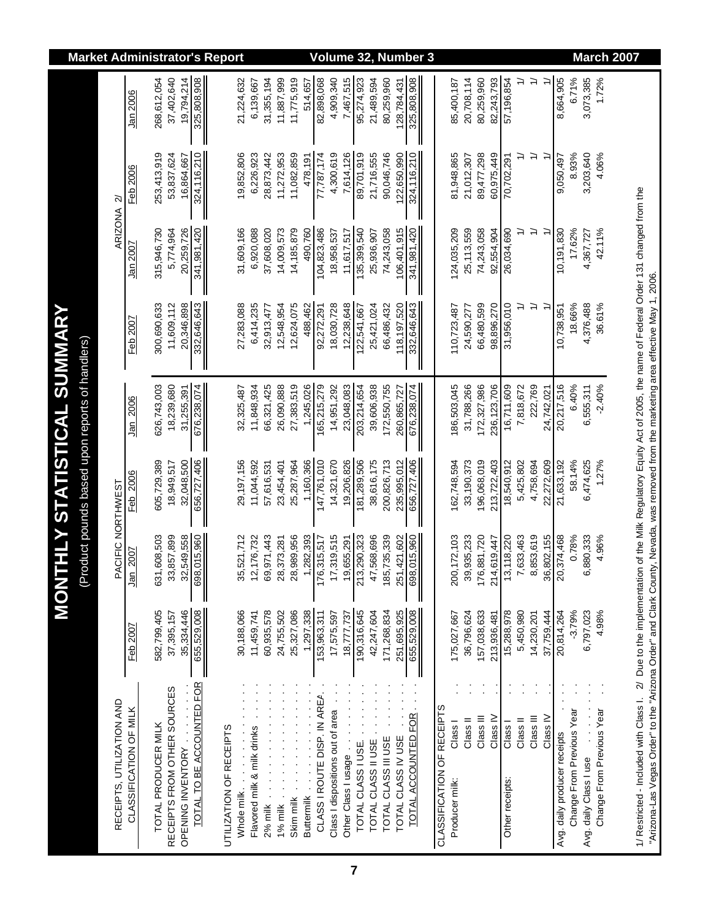# MONTHLY STATISTICAL SUMMARY

(Product pounds based upon reports of handlers)

| RECEIPTS, UTILIZATION AND CLASSIFICATION OF MILK | PACIFIC NORTHWEST Feb 2007 | Jan 2007 | Feb 2006 | Jan 2006 | ARIZONA 2/ Feb 2007 | Jan 2007 | Feb 2006 | Jan 2006 |
|---|---|---|---|---|---|---|---|---|
| TOTAL PRODUCER MILK | 582,799,405 | 631,608,503 | 605,729,389 | 626,743,003 | 300,690,633 | 315,946,730 | 253,413,919 | 268,612,054 |
| RECEIPTS FROM OTHER SOURCES | 37,395,157 | 33,857,899 | 18,949,517 | 18,239,680 | 11,609,112 | 5,774,964 | 53,837,624 | 37,402,640 |
| OPENING INVENTORY | 35,334,446 | 32,549,558 | 32,048,500 | 31,255,391 | 20,346,898 | 20,259,726 | 16,864,667 | 19,794,214 |
| TOTAL TO BE ACCOUNTED FOR | 655,529,008 | 698,015,960 | 656,727,406 | 676,238,074 | 332,646,643 | 341,981,420 | 324,116,210 | 325,808,908 |
| UTILIZATION OF RECEIPTS | | | | | | | | |
| Whole milk | 30,188,066 | 35,521,712 | 29,197,156 | 32,325,487 | 27,283,088 | 31,609,166 | 19,852,806 | 21,224,632 |
| Flavored milk & milk drinks | 11,459,741 | 12,176,732 | 11,044,592 | 11,848,934 | 6,414,235 | 6,920,088 | 6,226,923 | 6,139,667 |
| 2% milk | 60,935,578 | 69,971,443 | 57,616,531 | 66,321,425 | 32,913,477 | 37,608,020 | 28,873,442 | 31,355,194 |
| 1% milk | 24,755,502 | 28,373,281 | 23,454,401 | 26,090,888 | 12,548,954 | 14,009,573 | 11,272,953 | 11,887,999 |
| Skim milk | 25,327,086 | 28,989,956 | 25,287,964 | 27,383,519 | 12,624,075 | 14,185,879 | 11,082,859 | 11,775,919 |
| Buttermilk | 1,297,338 | 1,282,393 | 1,160,366 | 1,245,026 | 488,462 | 490,760 | 478,191 | 514,657 |
| CLASS I ROUTE DISP. IN AREA | 153,963,311 | 176,315,517 | 147,761,010 | 165,215,279 | 92,272,291 | 104,823,486 | 77,787,174 | 82,898,068 |
| Class I dispositions out of area | 17,575,597 | 17,319,515 | 14,321,670 | 14,951,292 | 18,030,728 | 18,958,537 | 4,300,619 | 4,909,340 |
| Other Class I usage | 18,777,737 | 19,655,291 | 19,206,826 | 23,048,083 | 12,238,648 | 11,617,517 | 7,614,126 | 7,467,515 |
| TOTAL CLASS I USE | 190,316,645 | 213,290,323 | 181,289,506 | 203,214,654 | 122,541,667 | 135,399,540 | 89,701,919 | 95,274,923 |
| TOTAL CLASS II USE | 42,247,604 | 47,568,696 | 38,616,175 | 39,606,938 | 25,421,024 | 25,936,907 | 21,716,555 | 21,489,594 |
| TOTAL CLASS III USE | 171,268,834 | 185,735,339 | 200,826,713 | 172,550,755 | 66,486,432 | 74,243,058 | 90,046,746 | 80,259,960 |
| TOTAL CLASS IV USE | 251,695,925 | 251,421,602 | 235,995,012 | 260,865,727 | 118,197,520 | 106,401,915 | 122,650,990 | 128,784,431 |
| TOTAL ACCOUNTED FOR | 655,529,008 | 698,015,960 | 656,727,406 | 676,238,074 | 332,646,643 | 341,981,420 | 324,116,210 | 325,808,908 |
| CLASSIFICATION OF RECEIPTS | | | | | | | | |
| Producer milk: Class I | 175,027,667 | 200,172,103 | 162,748,594 | 186,503,045 | 110,723,487 | 124,035,209 | 81,948,865 | 85,400,187 |
| Class II | 36,796,624 | 39,935,233 | 33,190,373 | 31,788,266 | 24,590,277 | 25,113,559 | 21,012,307 | 20,708,114 |
| Class III | 157,038,633 | 176,881,720 | 196,068,019 | 172,327,986 | 66,480,599 | 74,243,058 | 89,477,298 | 80,259,960 |
| Class IV | 213,936,481 | 214,619,447 | 213,722,403 | 236,123,706 | 98,896,270 | 92,554,904 | 60,975,449 | 82,243,793 |
| Other receipts: Class I | 15,288,978 | 13,118,220 | 18,540,912 | 16,711,609 | 31,956,010 | 26,034,690 | 70,702,291 | 57,196,854 |
| Class II | 5,450,980 | 7,633,463 | 5,425,802 | 7,818,672 | 1/ | 1/ | 1/ | 1/ |
| Class III | 14,230,201 | 8,853,619 | 4,758,694 | 222,769 | 1/ | 1/ | 1/ | 1/ |
| Class IV | 37,759,444 | 36,802,155 | 22,272,609 | 24,742,021 | 1/ | 1/ | 1/ | 1/ |
| Avg. daily producer receipts | 20,814,264 | 20,374,468 | 21,633,192 | 20,217,516 | 10,738,951 | 10,191,830 | 9,050,497 | 8,664,905 |
| Change From Previous Year | -3.79% | 0.78% | 58.14% | 6.40% | 18.66% | 17.62% | 8.93% | 6.71% |
| Avg. daily Class I use | 6,797,023 | 6,880,333 | 6,474,625 | 6,555,311 | 4,376,488 | 4,367,727 | 3,203,640 | 3,073,385 |
| Change From Previous Year | 4.98% | 4.96% | 1.27% | -2.40% | 36.61% | 42.11% | 4.06% | 1.72% |

1/ Restricted - Included with Class I. 2/ Due to the implementation of the Milk Regulatory Equity Act of 2005, the name of Federal Order 131 changed from the "Arizona-Las Vegas Order" to the "Arizona Order" and Clark County, Nevada, was removed from the marketing area effective May 1, 2006.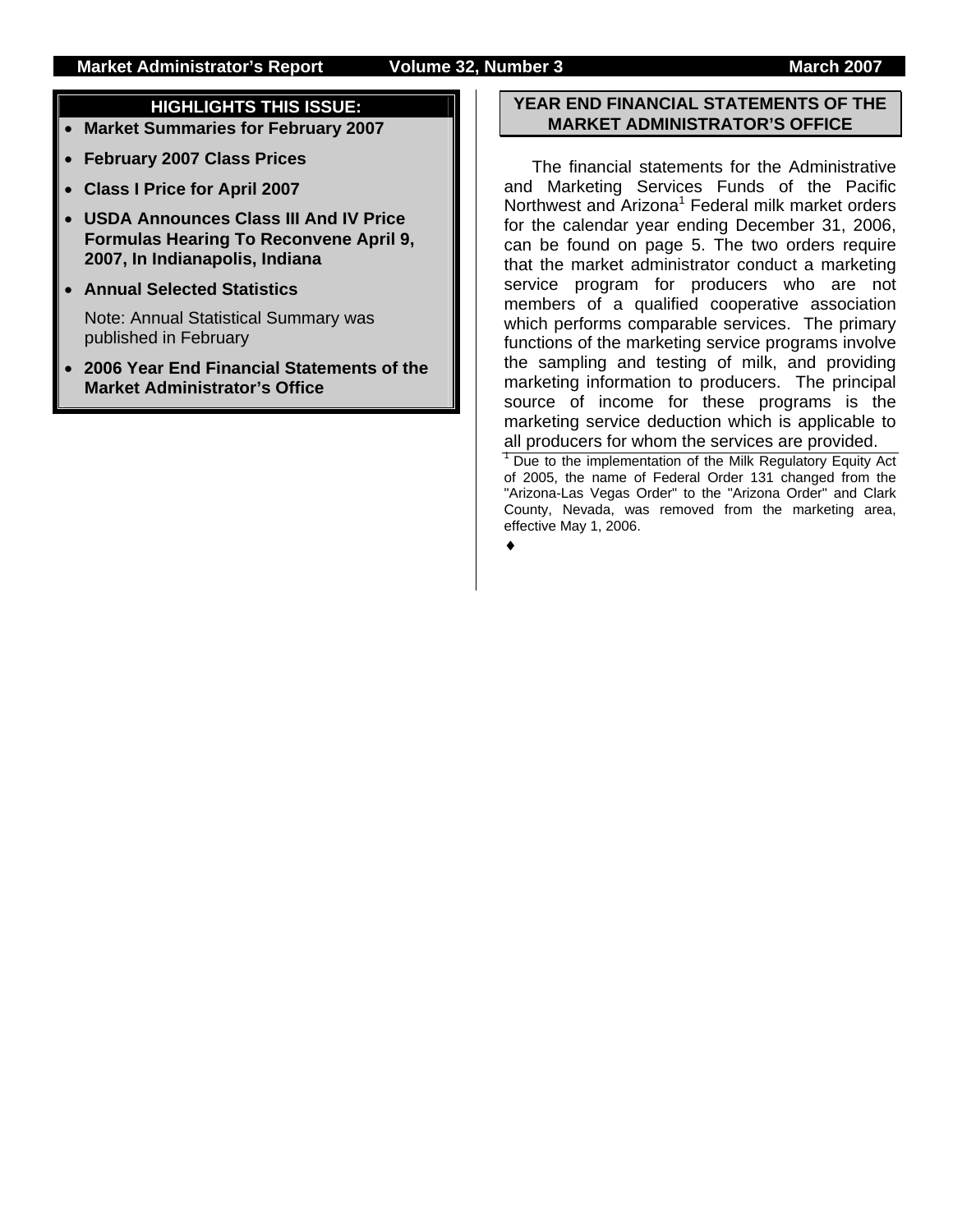## HIGHLIGHTS THIS ISSUE:

- **Market Summaries for February 2007**
- **February 2007 Class Prices**
- **Class I Price for April 2007**
- **USDA Announces Class III And IV Price Formulas Hearing To Reconvene April 9, 2007, In Indianapolis, Indiana**
- **Annual Selected Statistics**

  Note: Annual Statistical Summary was published in February

- **2006 Year End Financial Statements of the Market Administrator's Office**

## YEAR END FINANCIAL STATEMENTS OF THE MARKET ADMINISTRATOR'S OFFICE

The financial statements for the Administrative and Marketing Services Funds of the Pacific Northwest and Arizona[1] Federal milk market orders for the calendar year ending December 31, 2006, can be found on page 5. The two orders require that the market administrator conduct a marketing service program for producers who are not members of a qualified cooperative association which performs comparable services. The primary functions of the marketing service programs involve the sampling and testing of milk, and providing marketing information to producers. The principal source of income for these programs is the marketing service deduction which is applicable to all producers for whom the services are provided.

[1] Due to the implementation of the Milk Regulatory Equity Act of 2005, the name of Federal Order 131 changed from the "Arizona-Las Vegas Order" to the "Arizona Order" and Clark County, Nevada, was removed from the marketing area, effective May 1, 2006.

♦